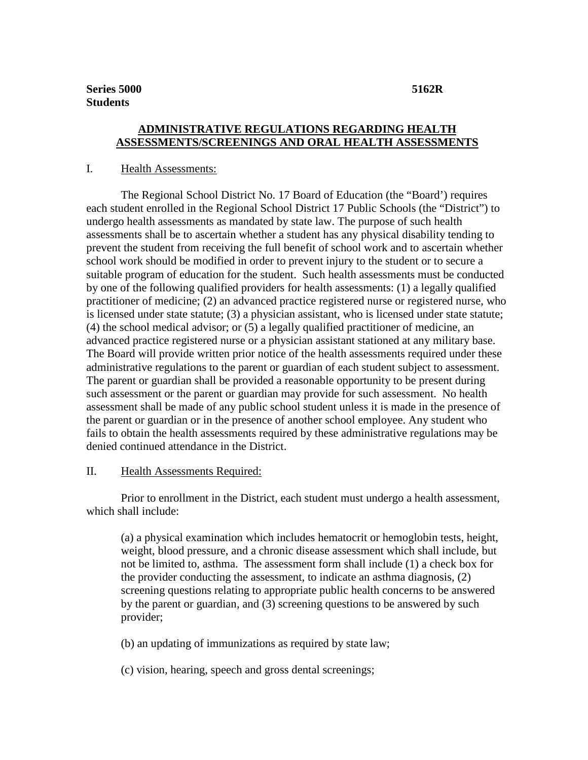**Series 5000** **5162R**
**Students**

# ADMINISTRATIVE REGULATIONS REGARDING HEALTH ASSESSMENTS/SCREENINGS AND ORAL HEALTH ASSESSMENTS

## I. Health Assessments:

The Regional School District No. 17 Board of Education (the "Board') requires each student enrolled in the Regional School District 17 Public Schools (the "District") to undergo health assessments as mandated by state law. The purpose of such health assessments shall be to ascertain whether a student has any physical disability tending to prevent the student from receiving the full benefit of school work and to ascertain whether school work should be modified in order to prevent injury to the student or to secure a suitable program of education for the student. Such health assessments must be conducted by one of the following qualified providers for health assessments: (1) a legally qualified practitioner of medicine; (2) an advanced practice registered nurse or registered nurse, who is licensed under state statute; (3) a physician assistant, who is licensed under state statute; (4) the school medical advisor; or (5) a legally qualified practitioner of medicine, an advanced practice registered nurse or a physician assistant stationed at any military base. The Board will provide written prior notice of the health assessments required under these administrative regulations to the parent or guardian of each student subject to assessment. The parent or guardian shall be provided a reasonable opportunity to be present during such assessment or the parent or guardian may provide for such assessment. No health assessment shall be made of any public school student unless it is made in the presence of the parent or guardian or in the presence of another school employee. Any student who fails to obtain the health assessments required by these administrative regulations may be denied continued attendance in the District.

## II. Health Assessments Required:

Prior to enrollment in the District, each student must undergo a health assessment, which shall include:

(a) a physical examination which includes hematocrit or hemoglobin tests, height, weight, blood pressure, and a chronic disease assessment which shall include, but not be limited to, asthma. The assessment form shall include (1) a check box for the provider conducting the assessment, to indicate an asthma diagnosis, (2) screening questions relating to appropriate public health concerns to be answered by the parent or guardian, and (3) screening questions to be answered by such provider;

(b) an updating of immunizations as required by state law;

(c) vision, hearing, speech and gross dental screenings;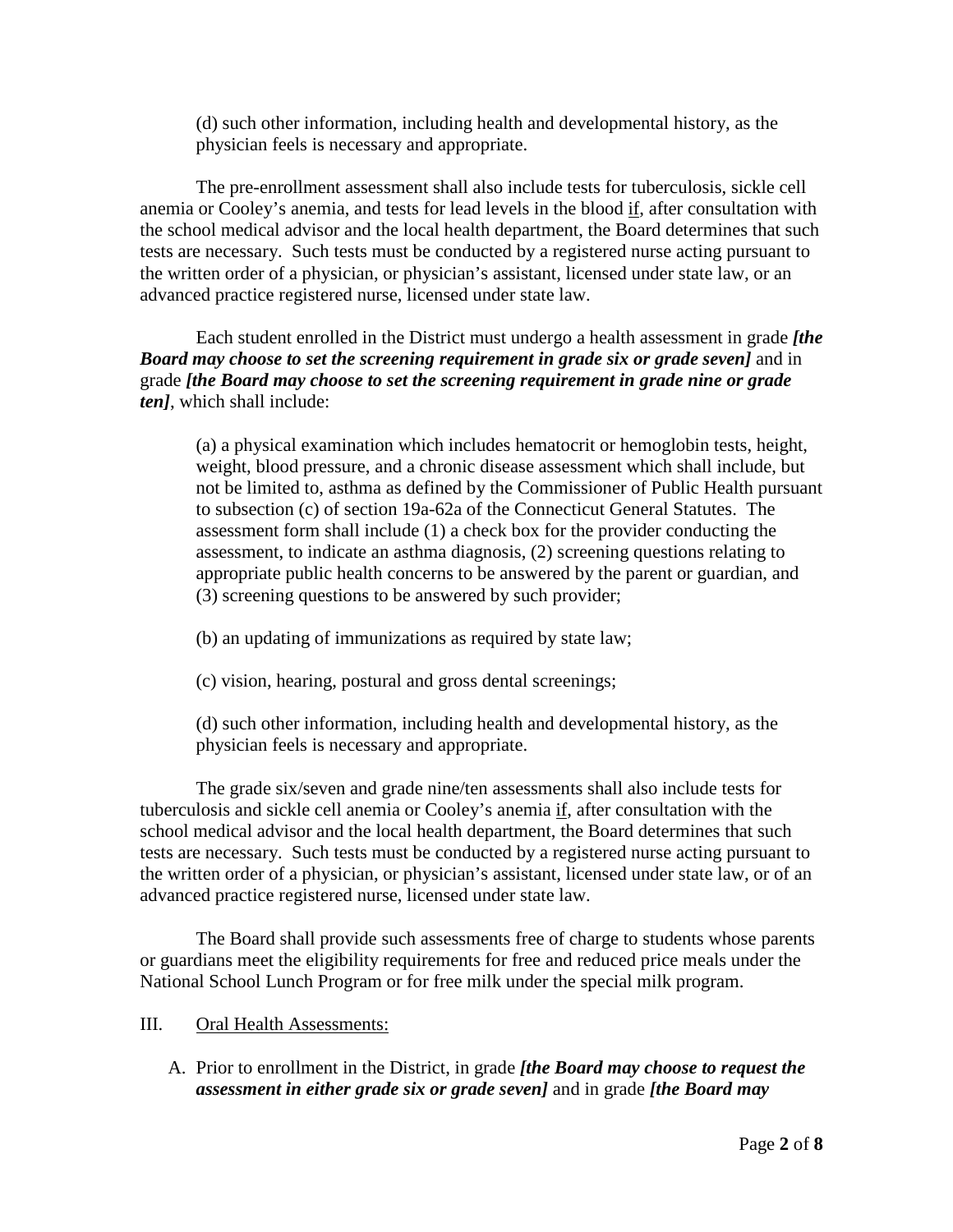(d) such other information, including health and developmental history, as the physician feels is necessary and appropriate.

The pre-enrollment assessment shall also include tests for tuberculosis, sickle cell anemia or Cooley's anemia, and tests for lead levels in the blood <u>if</u>, after consultation with the school medical advisor and the local health department, the Board determines that such tests are necessary. Such tests must be conducted by a registered nurse acting pursuant to the written order of a physician, or physician's assistant, licensed under state law, or an advanced practice registered nurse, licensed under state law.

Each student enrolled in the District must undergo a health assessment in grade ***[the Board may choose to set the screening requirement in grade six or grade seven]*** and in grade ***[the Board may choose to set the screening requirement in grade nine or grade ten]***, which shall include:

(a) a physical examination which includes hematocrit or hemoglobin tests, height, weight, blood pressure, and a chronic disease assessment which shall include, but not be limited to, asthma as defined by the Commissioner of Public Health pursuant to subsection (c) of section 19a-62a of the Connecticut General Statutes. The assessment form shall include (1) a check box for the provider conducting the assessment, to indicate an asthma diagnosis, (2) screening questions relating to appropriate public health concerns to be answered by the parent or guardian, and (3) screening questions to be answered by such provider;

(b) an updating of immunizations as required by state law;

(c) vision, hearing, postural and gross dental screenings;

(d) such other information, including health and developmental history, as the physician feels is necessary and appropriate.

The grade six/seven and grade nine/ten assessments shall also include tests for tuberculosis and sickle cell anemia or Cooley's anemia <u>if</u>, after consultation with the school medical advisor and the local health department, the Board determines that such tests are necessary. Such tests must be conducted by a registered nurse acting pursuant to the written order of a physician, or physician's assistant, licensed under state law, or of an advanced practice registered nurse, licensed under state law.

The Board shall provide such assessments free of charge to students whose parents or guardians meet the eligibility requirements for free and reduced price meals under the National School Lunch Program or for free milk under the special milk program.

III. <u>Oral Health Assessments:</u>

A. Prior to enrollment in the District, in grade ***[the Board may choose to request the assessment in either grade six or grade seven]*** and in grade ***[the Board may***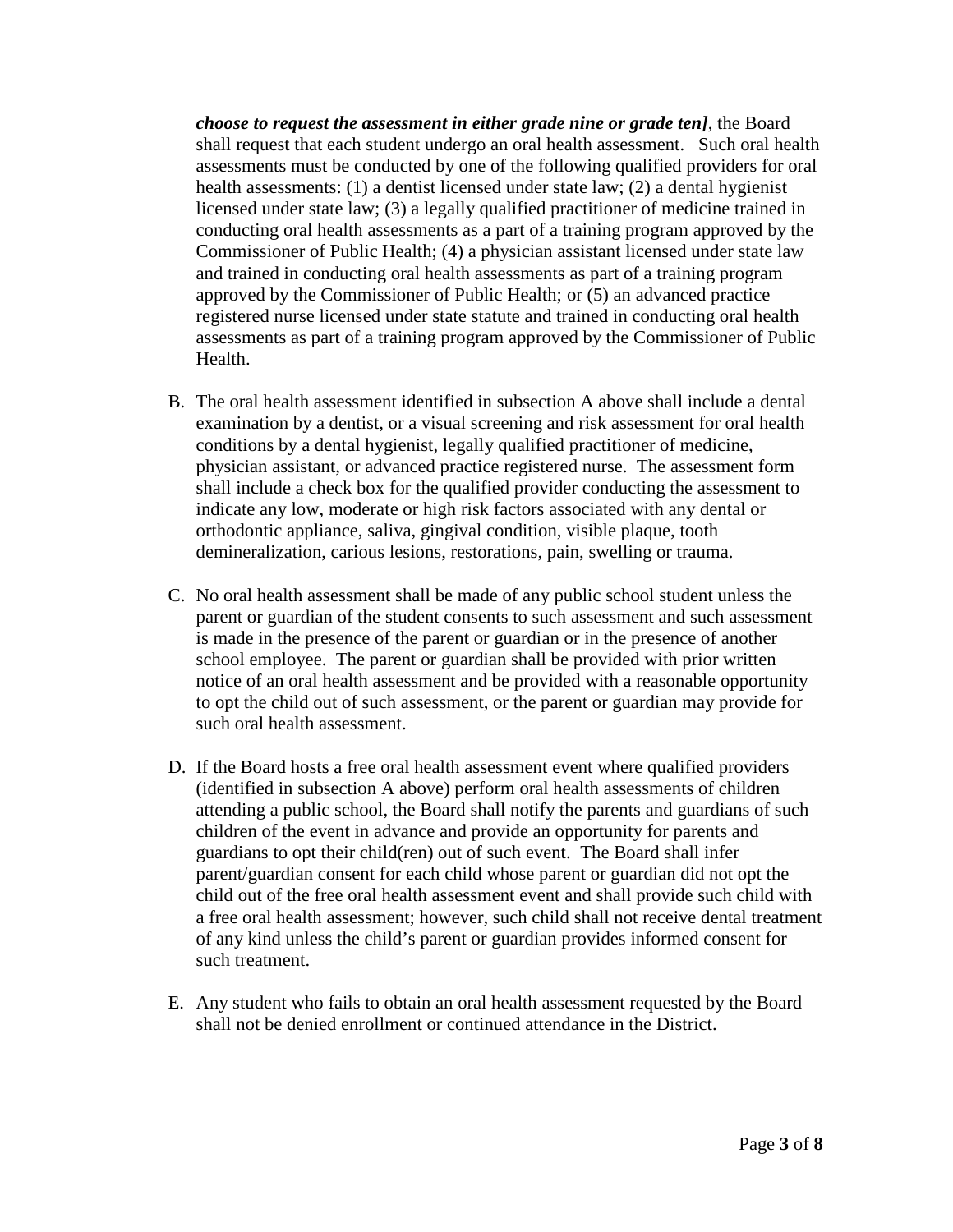***choose to request the assessment in either grade nine or grade ten]***, the Board shall request that each student undergo an oral health assessment. Such oral health assessments must be conducted by one of the following qualified providers for oral health assessments: (1) a dentist licensed under state law; (2) a dental hygienist licensed under state law; (3) a legally qualified practitioner of medicine trained in conducting oral health assessments as a part of a training program approved by the Commissioner of Public Health; (4) a physician assistant licensed under state law and trained in conducting oral health assessments as part of a training program approved by the Commissioner of Public Health; or (5) an advanced practice registered nurse licensed under state statute and trained in conducting oral health assessments as part of a training program approved by the Commissioner of Public Health.

B. The oral health assessment identified in subsection A above shall include a dental examination by a dentist, or a visual screening and risk assessment for oral health conditions by a dental hygienist, legally qualified practitioner of medicine, physician assistant, or advanced practice registered nurse. The assessment form shall include a check box for the qualified provider conducting the assessment to indicate any low, moderate or high risk factors associated with any dental or orthodontic appliance, saliva, gingival condition, visible plaque, tooth demineralization, carious lesions, restorations, pain, swelling or trauma.

C. No oral health assessment shall be made of any public school student unless the parent or guardian of the student consents to such assessment and such assessment is made in the presence of the parent or guardian or in the presence of another school employee. The parent or guardian shall be provided with prior written notice of an oral health assessment and be provided with a reasonable opportunity to opt the child out of such assessment, or the parent or guardian may provide for such oral health assessment.

D. If the Board hosts a free oral health assessment event where qualified providers (identified in subsection A above) perform oral health assessments of children attending a public school, the Board shall notify the parents and guardians of such children of the event in advance and provide an opportunity for parents and guardians to opt their child(ren) out of such event. The Board shall infer parent/guardian consent for each child whose parent or guardian did not opt the child out of the free oral health assessment event and shall provide such child with a free oral health assessment; however, such child shall not receive dental treatment of any kind unless the child's parent or guardian provides informed consent for such treatment.

E. Any student who fails to obtain an oral health assessment requested by the Board shall not be denied enrollment or continued attendance in the District.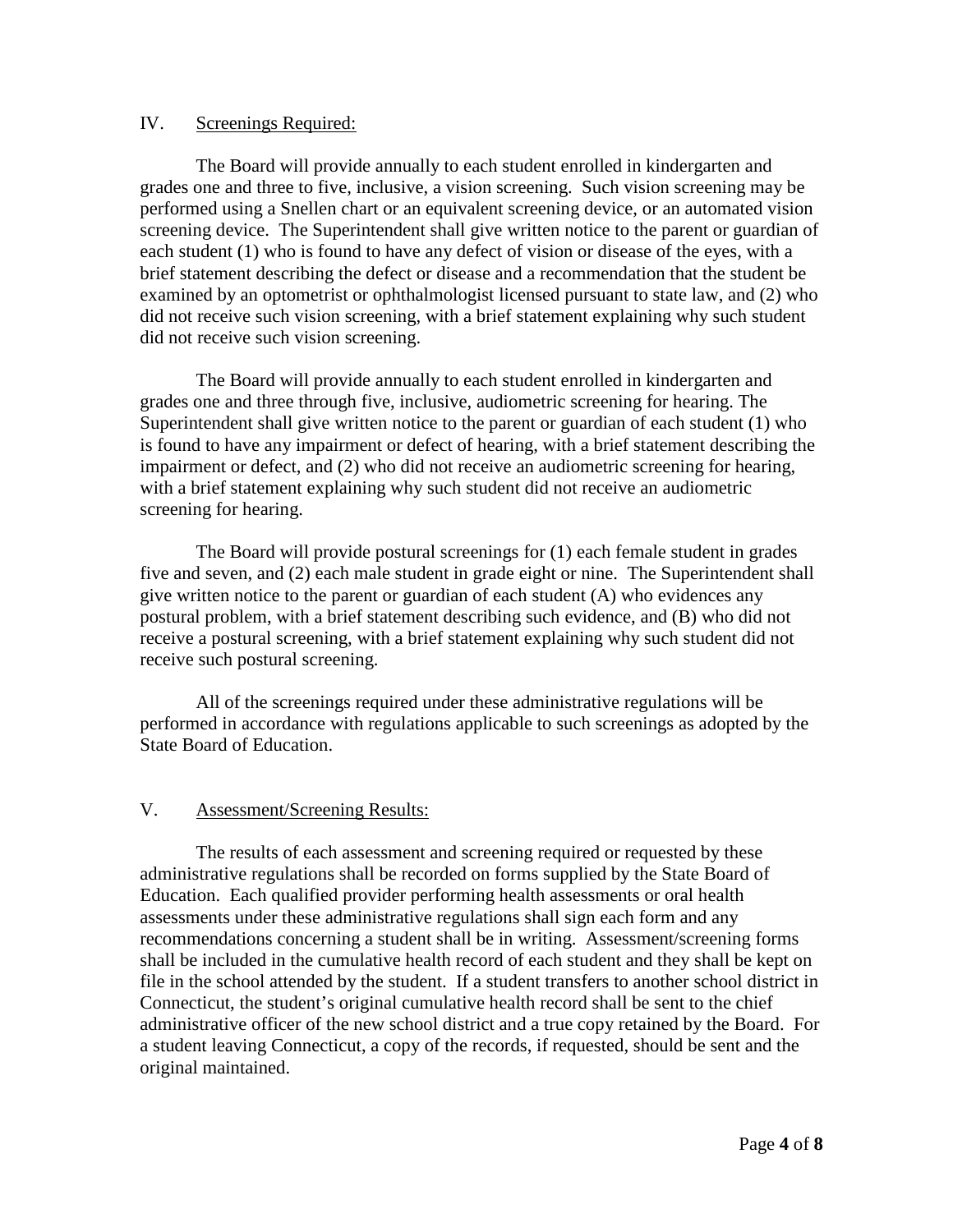## IV. Screenings Required:

The Board will provide annually to each student enrolled in kindergarten and grades one and three to five, inclusive, a vision screening. Such vision screening may be performed using a Snellen chart or an equivalent screening device, or an automated vision screening device. The Superintendent shall give written notice to the parent or guardian of each student (1) who is found to have any defect of vision or disease of the eyes, with a brief statement describing the defect or disease and a recommendation that the student be examined by an optometrist or ophthalmologist licensed pursuant to state law, and (2) who did not receive such vision screening, with a brief statement explaining why such student did not receive such vision screening.

The Board will provide annually to each student enrolled in kindergarten and grades one and three through five, inclusive, audiometric screening for hearing. The Superintendent shall give written notice to the parent or guardian of each student (1) who is found to have any impairment or defect of hearing, with a brief statement describing the impairment or defect, and (2) who did not receive an audiometric screening for hearing, with a brief statement explaining why such student did not receive an audiometric screening for hearing.

The Board will provide postural screenings for (1) each female student in grades five and seven, and (2) each male student in grade eight or nine. The Superintendent shall give written notice to the parent or guardian of each student (A) who evidences any postural problem, with a brief statement describing such evidence, and (B) who did not receive a postural screening, with a brief statement explaining why such student did not receive such postural screening.

All of the screenings required under these administrative regulations will be performed in accordance with regulations applicable to such screenings as adopted by the State Board of Education.

## V. Assessment/Screening Results:

The results of each assessment and screening required or requested by these administrative regulations shall be recorded on forms supplied by the State Board of Education. Each qualified provider performing health assessments or oral health assessments under these administrative regulations shall sign each form and any recommendations concerning a student shall be in writing. Assessment/screening forms shall be included in the cumulative health record of each student and they shall be kept on file in the school attended by the student. If a student transfers to another school district in Connecticut, the student's original cumulative health record shall be sent to the chief administrative officer of the new school district and a true copy retained by the Board. For a student leaving Connecticut, a copy of the records, if requested, should be sent and the original maintained.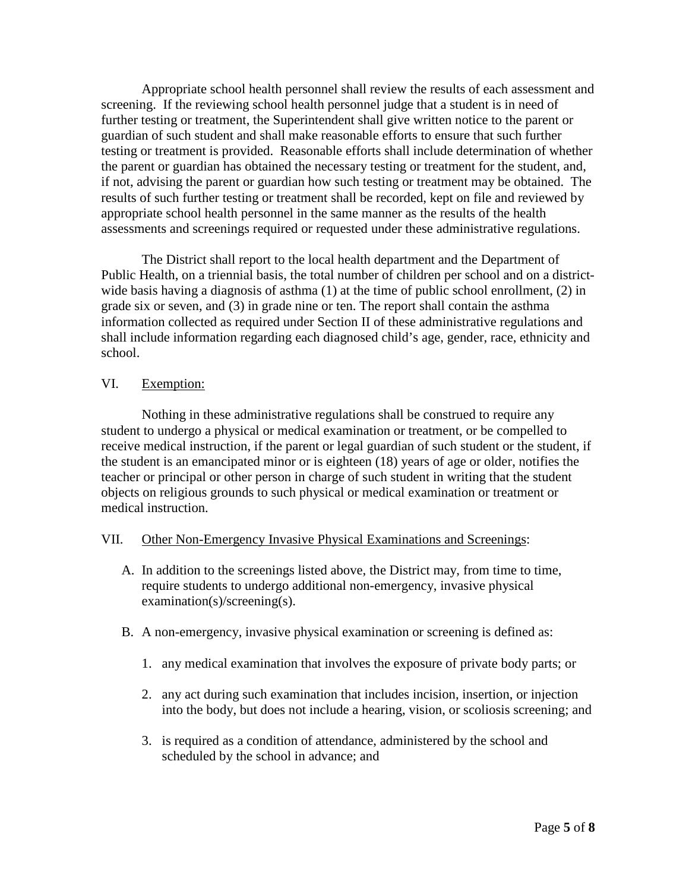Appropriate school health personnel shall review the results of each assessment and screening. If the reviewing school health personnel judge that a student is in need of further testing or treatment, the Superintendent shall give written notice to the parent or guardian of such student and shall make reasonable efforts to ensure that such further testing or treatment is provided. Reasonable efforts shall include determination of whether the parent or guardian has obtained the necessary testing or treatment for the student, and, if not, advising the parent or guardian how such testing or treatment may be obtained. The results of such further testing or treatment shall be recorded, kept on file and reviewed by appropriate school health personnel in the same manner as the results of the health assessments and screenings required or requested under these administrative regulations.

The District shall report to the local health department and the Department of Public Health, on a triennial basis, the total number of children per school and on a district-wide basis having a diagnosis of asthma (1) at the time of public school enrollment, (2) in grade six or seven, and (3) in grade nine or ten. The report shall contain the asthma information collected as required under Section II of these administrative regulations and shall include information regarding each diagnosed child's age, gender, race, ethnicity and school.

VI. Exemption:

Nothing in these administrative regulations shall be construed to require any student to undergo a physical or medical examination or treatment, or be compelled to receive medical instruction, if the parent or legal guardian of such student or the student, if the student is an emancipated minor or is eighteen (18) years of age or older, notifies the teacher or principal or other person in charge of such student in writing that the student objects on religious grounds to such physical or medical examination or treatment or medical instruction.

VII. Other Non-Emergency Invasive Physical Examinations and Screenings:

A. In addition to the screenings listed above, the District may, from time to time, require students to undergo additional non-emergency, invasive physical examination(s)/screening(s).

B. A non-emergency, invasive physical examination or screening is defined as:

1. any medical examination that involves the exposure of private body parts; or

2. any act during such examination that includes incision, insertion, or injection into the body, but does not include a hearing, vision, or scoliosis screening; and

3. is required as a condition of attendance, administered by the school and scheduled by the school in advance; and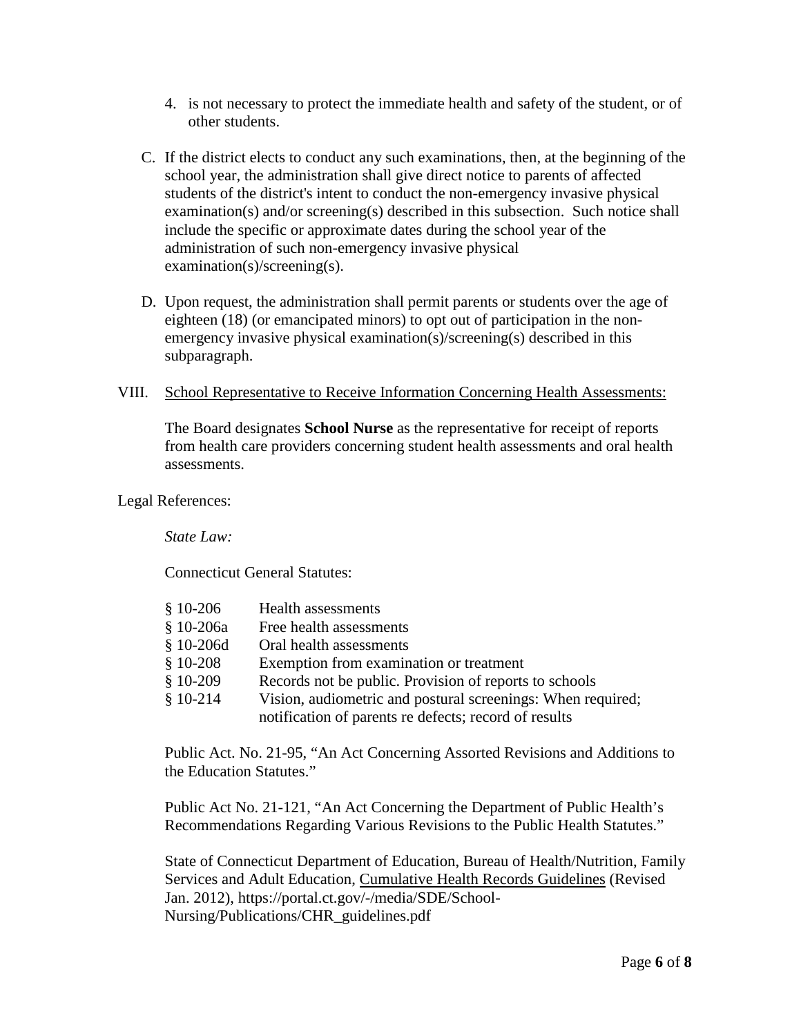4. is not necessary to protect the immediate health and safety of the student, or of other students.

C. If the district elects to conduct any such examinations, then, at the beginning of the school year, the administration shall give direct notice to parents of affected students of the district's intent to conduct the non-emergency invasive physical examination(s) and/or screening(s) described in this subsection. Such notice shall include the specific or approximate dates during the school year of the administration of such non-emergency invasive physical examination(s)/screening(s).

D. Upon request, the administration shall permit parents or students over the age of eighteen (18) (or emancipated minors) to opt out of participation in the non-emergency invasive physical examination(s)/screening(s) described in this subparagraph.

VIII. School Representative to Receive Information Concerning Health Assessments:

The Board designates **School Nurse** as the representative for receipt of reports from health care providers concerning student health assessments and oral health assessments.

Legal References:

*State Law:*

Connecticut General Statutes:

| | |
|---|---|
| § 10-206 | Health assessments |
| § 10-206a | Free health assessments |
| § 10-206d | Oral health assessments |
| § 10-208 | Exemption from examination or treatment |
| § 10-209 | Records not be public. Provision of reports to schools |
| § 10-214 | Vision, audiometric and postural screenings: When required; notification of parents re defects; record of results |

Public Act. No. 21-95, "An Act Concerning Assorted Revisions and Additions to the Education Statutes."

Public Act No. 21-121, "An Act Concerning the Department of Public Health's Recommendations Regarding Various Revisions to the Public Health Statutes."

State of Connecticut Department of Education, Bureau of Health/Nutrition, Family Services and Adult Education, Cumulative Health Records Guidelines (Revised Jan. 2012), https://portal.ct.gov/-/media/SDE/School-Nursing/Publications/CHR_guidelines.pdf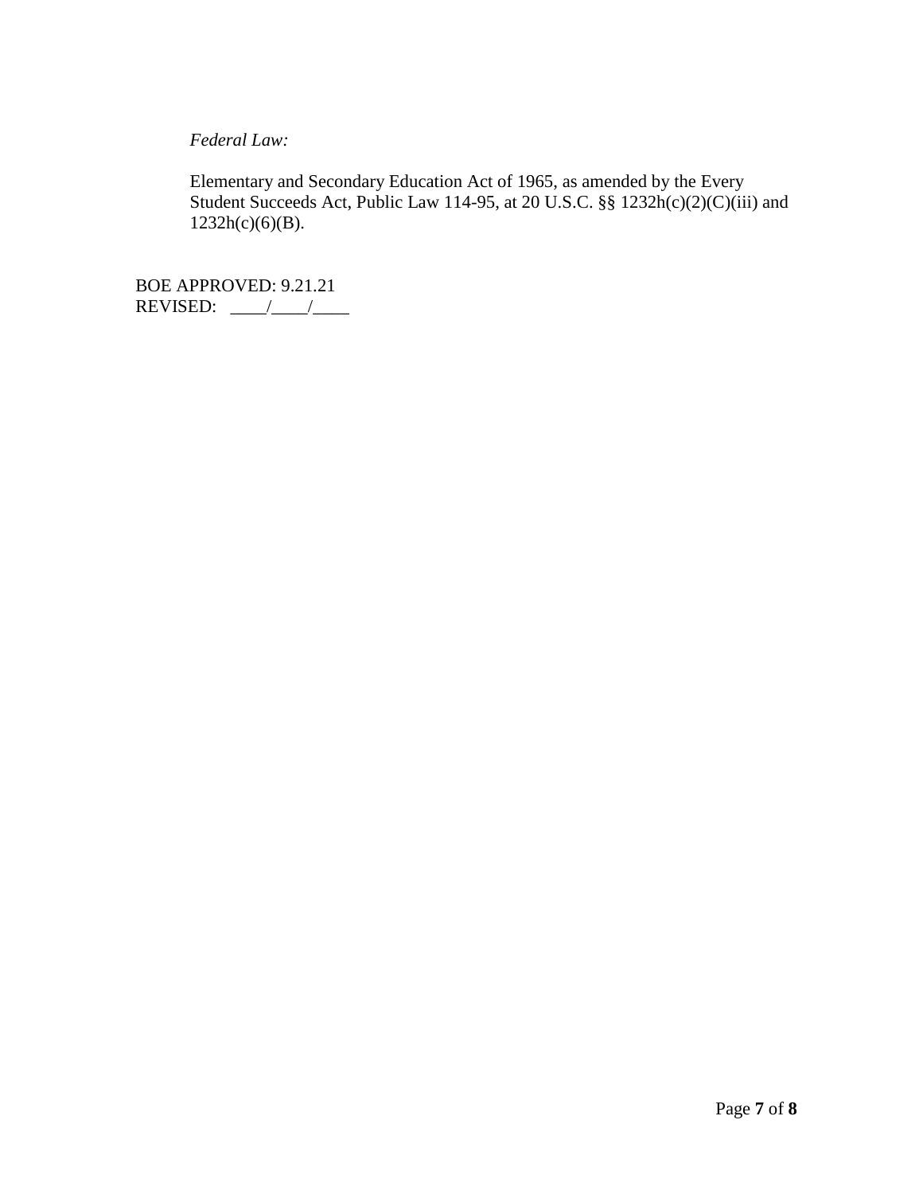*Federal Law:*

Elementary and Secondary Education Act of 1965, as amended by the Every Student Succeeds Act, Public Law 114-95, at 20 U.S.C. §§ 1232h(c)(2)(C)(iii) and 1232h(c)(6)(B).

BOE APPROVED: 9.21.21
REVISED: ____/____/____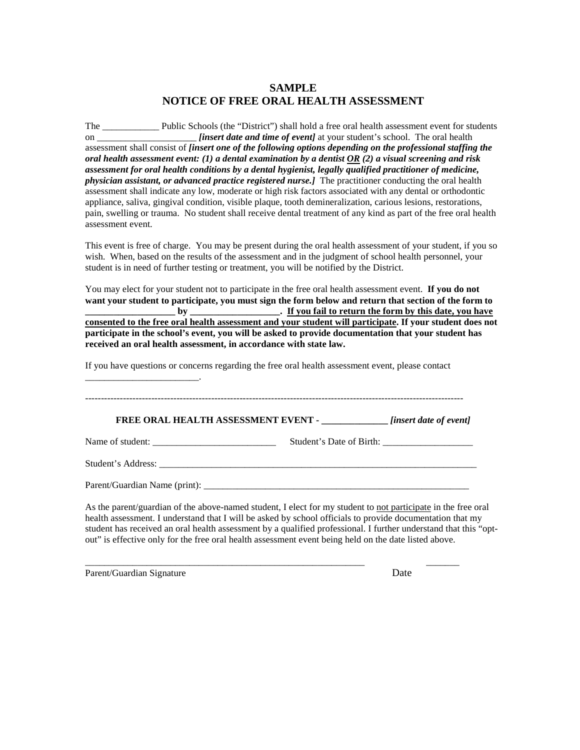# SAMPLE
# NOTICE OF FREE ORAL HEALTH ASSESSMENT

The ____________ Public Schools (the "District") shall hold a free oral health assessment event for students on _____________________ ***[insert date and time of event]*** at your student's school. The oral health assessment shall consist of ***[insert one of the following options depending on the professional staffing the oral health assessment event: (1) a dental examination by a dentist OR (2) a visual screening and risk assessment for oral health conditions by a dental hygienist, legally qualified practitioner of medicine, physician assistant, or advanced practice registered nurse.]*** The practitioner conducting the oral health assessment shall indicate any low, moderate or high risk factors associated with any dental or orthodontic appliance, saliva, gingival condition, visible plaque, tooth demineralization, carious lesions, restorations, pain, swelling or trauma. No student shall receive dental treatment of any kind as part of the free oral health assessment event.

This event is free of charge. You may be present during the oral health assessment of your student, if you so wish. When, based on the results of the assessment and in the judgment of school health personnel, your student is in need of further testing or treatment, you will be notified by the District.

You may elect for your student not to participate in the free oral health assessment event. **If you do not want your student to participate, you must sign the form below and return that section of the form to ___________________ by ___________________. If you fail to return the form by this date, you have consented to the free oral health assessment and your student will participate. If your student does not participate in the school's event, you will be asked to provide documentation that your student has received an oral health assessment, in accordance with state law.**

If you have questions or concerns regarding the free oral health assessment event, please contact ________________________.

------------------------------------------------------------------------------------------------------------------------

**FREE ORAL HEALTH ASSESSMENT EVENT - ______________** ***[insert date of event]***

Name of student: __________________________ Student's Date of Birth: ___________________

Student's Address: ______________________________________________________________________

Parent/Guardian Name (print): ___________________________________________________________

As the parent/guardian of the above-named student, I elect for my student to not participate in the free oral health assessment. I understand that I will be asked by school officials to provide documentation that my student has received an oral health assessment by a qualified professional. I further understand that this "opt-out" is effective only for the free oral health assessment event being held on the date listed above.

_____________________________________________________________ _______

Parent/Guardian Signature Date